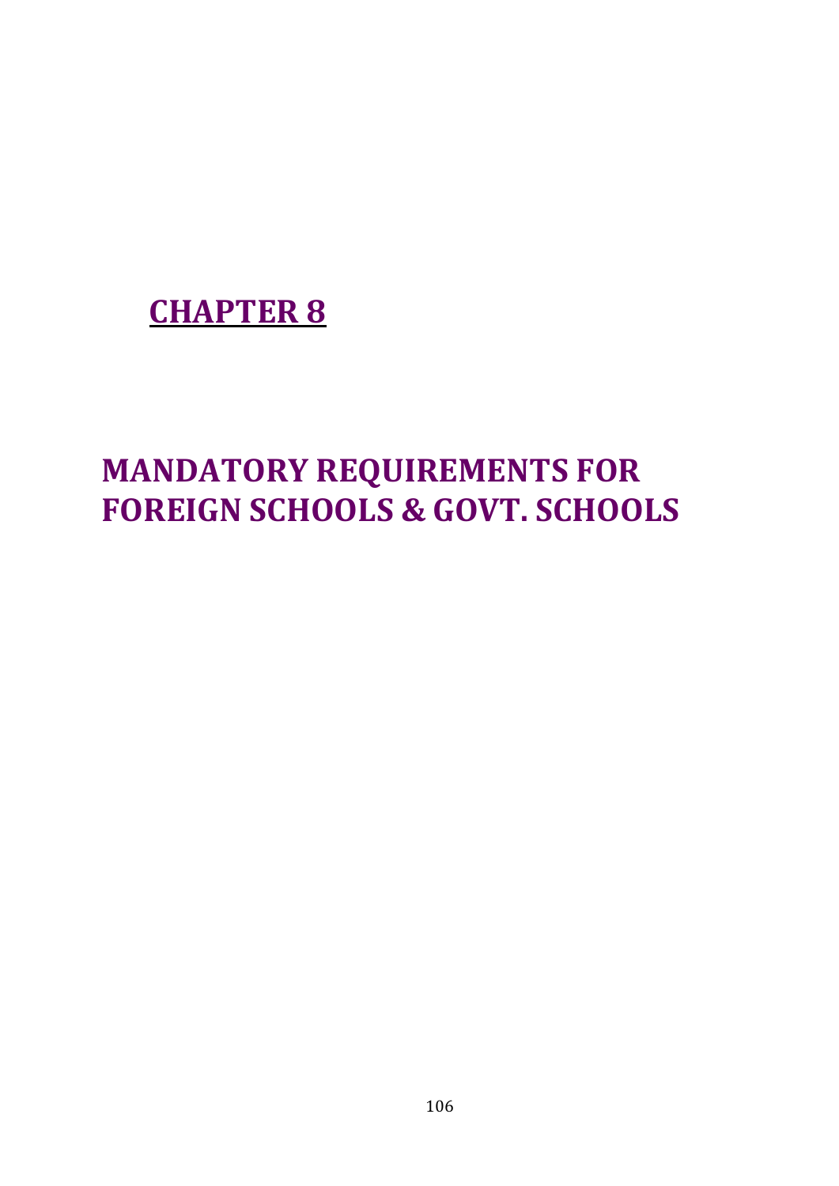# CHAPTER 8

# MANDATORY REQUIREMENTS FOR FOREIGN SCHOOLS & GOVT. SCHOOLS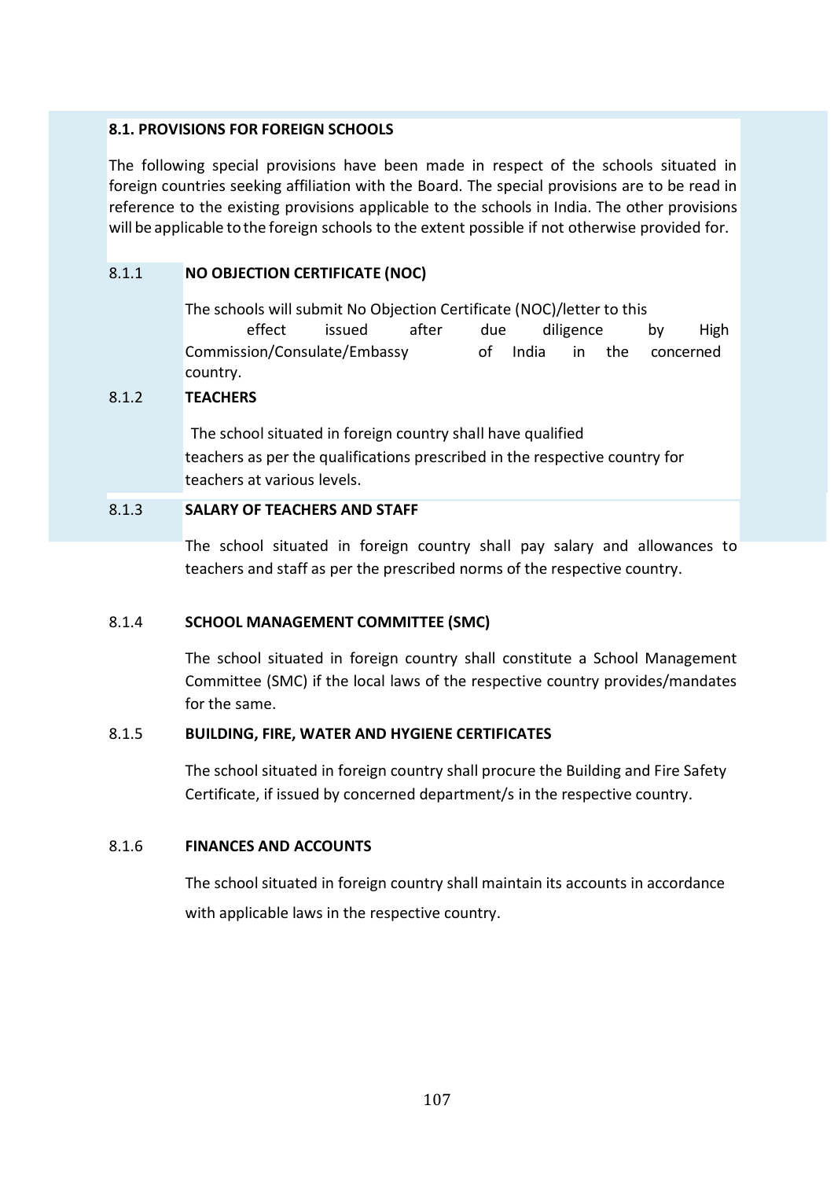## 8.1. PROVISIONS FOR FOREIGN SCHOOLS

The following special provisions have been made in respect of the schools situated in foreign countries seeking affiliation with the Board. The special provisions are to be read in reference to the existing provisions applicable to the schools in India. The other provisions will be applicable to the foreign schools to the extent possible if not otherwise provided for.

### 8.1.1 NO OBJECTION CERTIFICATE (NOC)

The schools will submit No Objection Certificate (NOC)/letter to this effect issued after due diligence by High Commission/Consulate/Embassy of India in the concerned country.

### 8.1.2 TEACHERS

The school situated in foreign country shall have qualified teachers as per the qualifications prescribed in the respective country for teachers at various levels.

### 8.1.3 SALARY OF TEACHERS AND STAFF

The school situated in foreign country shall pay salary and allowances to teachers and staff as per the prescribed norms of the respective country.

### 8.1.4 SCHOOL MANAGEMENT COMMITTEE (SMC)

The school situated in foreign country shall constitute a School Management Committee (SMC) if the local laws of the respective country provides/mandates for the same.

### 8.1.5 BUILDING, FIRE, WATER AND HYGIENE CERTIFICATES

The school situated in foreign country shall procure the Building and Fire Safety Certificate, if issued by concerned department/s in the respective country.

### 8.1.6 FINANCES AND ACCOUNTS

The school situated in foreign country shall maintain its accounts in accordance with applicable laws in the respective country.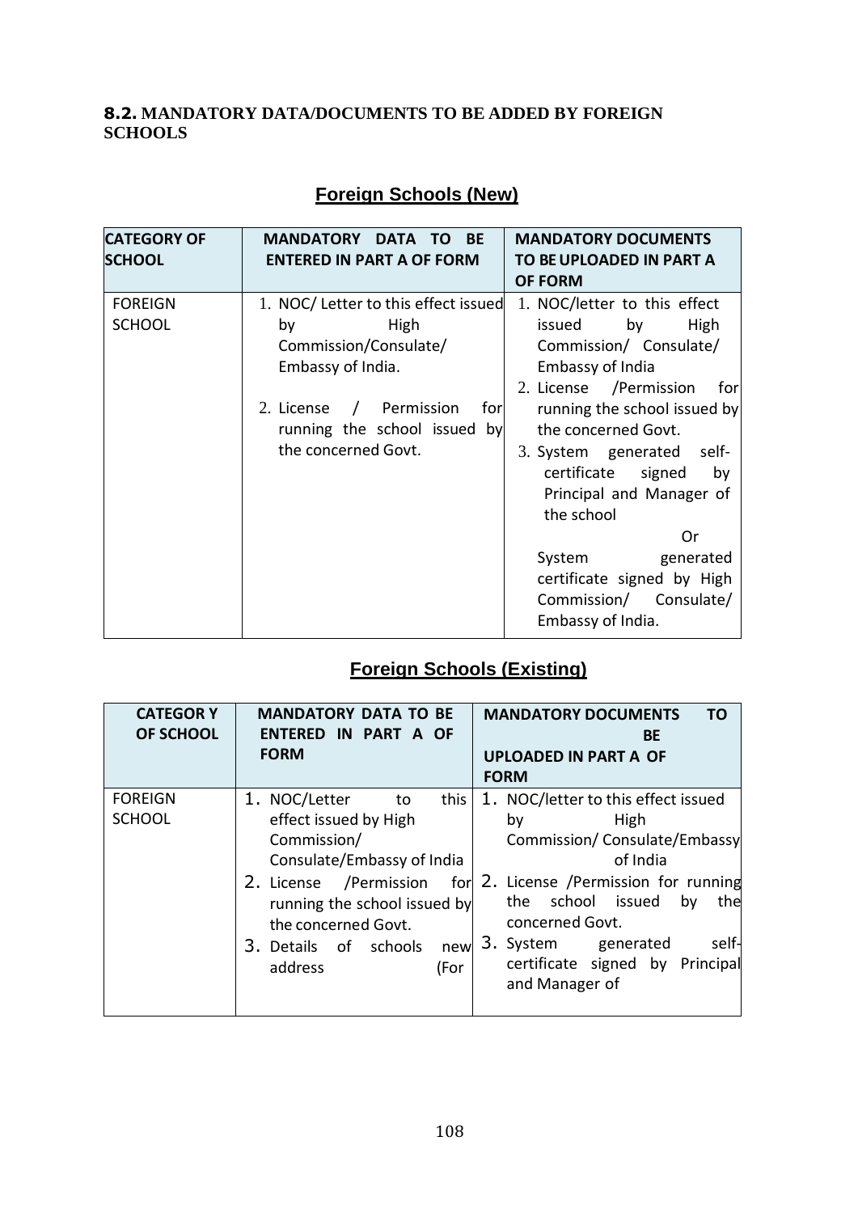**8.2. MANDATORY DATA/DOCUMENTS TO BE ADDED BY FOREIGN SCHOOLS**

## Foreign Schools (New)

| CATEGORY OF SCHOOL | MANDATORY DATA TO BE ENTERED IN PART A OF FORM | MANDATORY DOCUMENTS TO BE UPLOADED IN PART A OF FORM |
|---|---|---|
| FOREIGN SCHOOL | 1. NOC/ Letter to this effect issued by High Commission/Consulate/ Embassy of India.<br>2. License / Permission for running the school issued by the concerned Govt. | 1. NOC/letter to this effect issued by High Commission/ Consulate/ Embassy of India<br>2. License /Permission for running the school issued by the concerned Govt.<br>3. System generated self-certificate signed by Principal and Manager of the school<br>Or<br>System generated certificate signed by High Commission/ Consulate/ Embassy of India. |

## Foreign Schools (Existing)

| CATEGORY OF SCHOOL | MANDATORY DATA TO BE ENTERED IN PART A OF FORM | MANDATORY DOCUMENTS TO BE UPLOADED IN PART A OF FORM |
|---|---|---|
| FOREIGN SCHOOL | 1. NOC/Letter to this effect issued by High Commission/ Consulate/Embassy of India<br>2. License /Permission for running the school issued by the concerned Govt.<br>3. Details of schools new address (For | 1. NOC/letter to this effect issued by High Commission/ Consulate/Embassy of India<br>2. License /Permission for running the school issued by the concerned Govt.<br>3. System generated self-certificate signed by Principal and Manager of |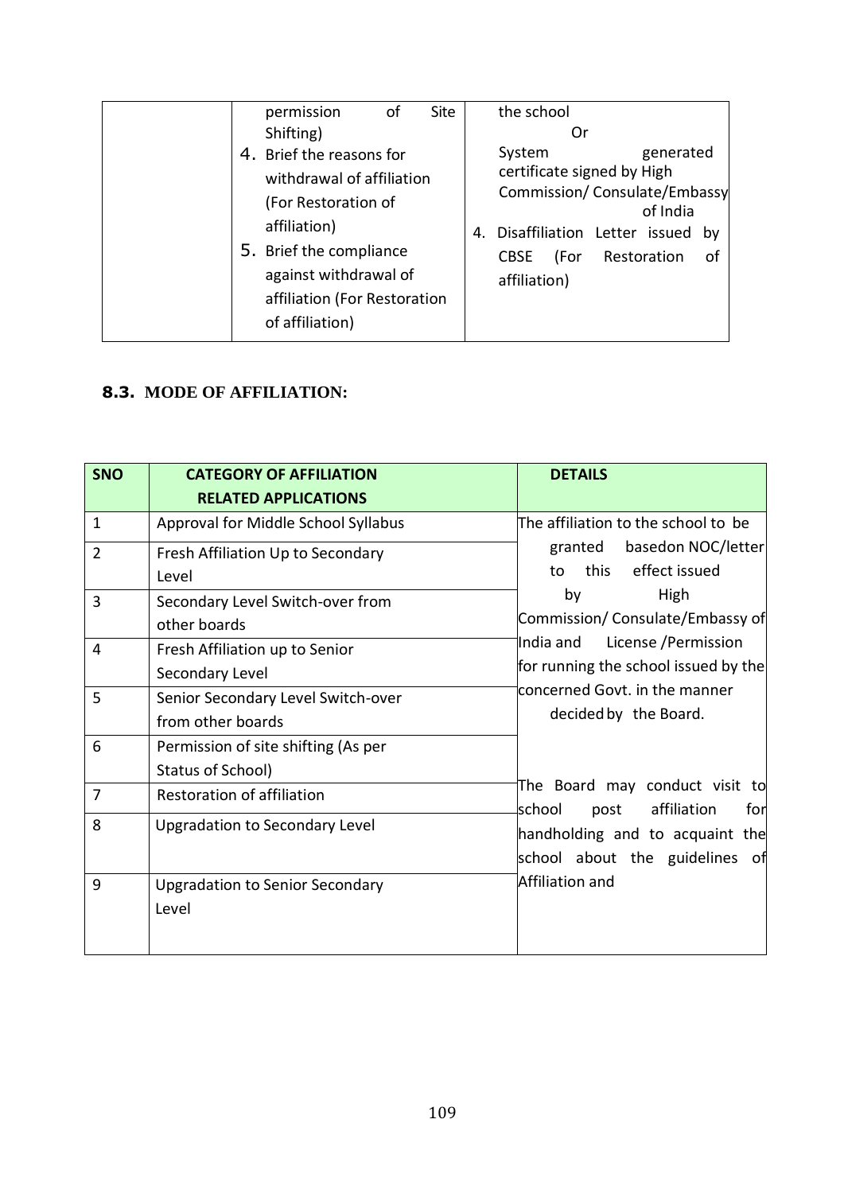| | permission of Site Shifting)<br>4. Brief the reasons for withdrawal of affiliation (For Restoration of affiliation)<br>5. Brief the compliance against withdrawal of affiliation (For Restoration of affiliation) | the school<br>Or<br>System generated certificate signed by High Commission/ Consulate/Embassy of India<br>4. Disaffiliation Letter issued by CBSE (For Restoration of affiliation) |
|---|---|---|

## 8.3. MODE OF AFFILIATION:

| SNO | CATEGORY OF AFFILIATION RELATED APPLICATIONS | DETAILS |
|---|---|---|
| 1 | Approval for Middle School Syllabus | The affiliation to the school to be granted basedon NOC/letter to this effect issued by High Commission/ Consulate/Embassy of India and License /Permission for running the school issued by the concerned Govt. in the manner decided by the Board.<br><br>The Board may conduct visit to school post affiliation for handholding and to acquaint the school about the guidelines of Affiliation and |
| 2 | Fresh Affiliation Up to Secondary Level | |
| 3 | Secondary Level Switch-over from other boards | |
| 4 | Fresh Affiliation up to Senior Secondary Level | |
| 5 | Senior Secondary Level Switch-over from other boards | |
| 6 | Permission of site shifting (As per Status of School) | |
| 7 | Restoration of affiliation | |
| 8 | Upgradation to Secondary Level | |
| 9 | Upgradation to Senior Secondary Level | |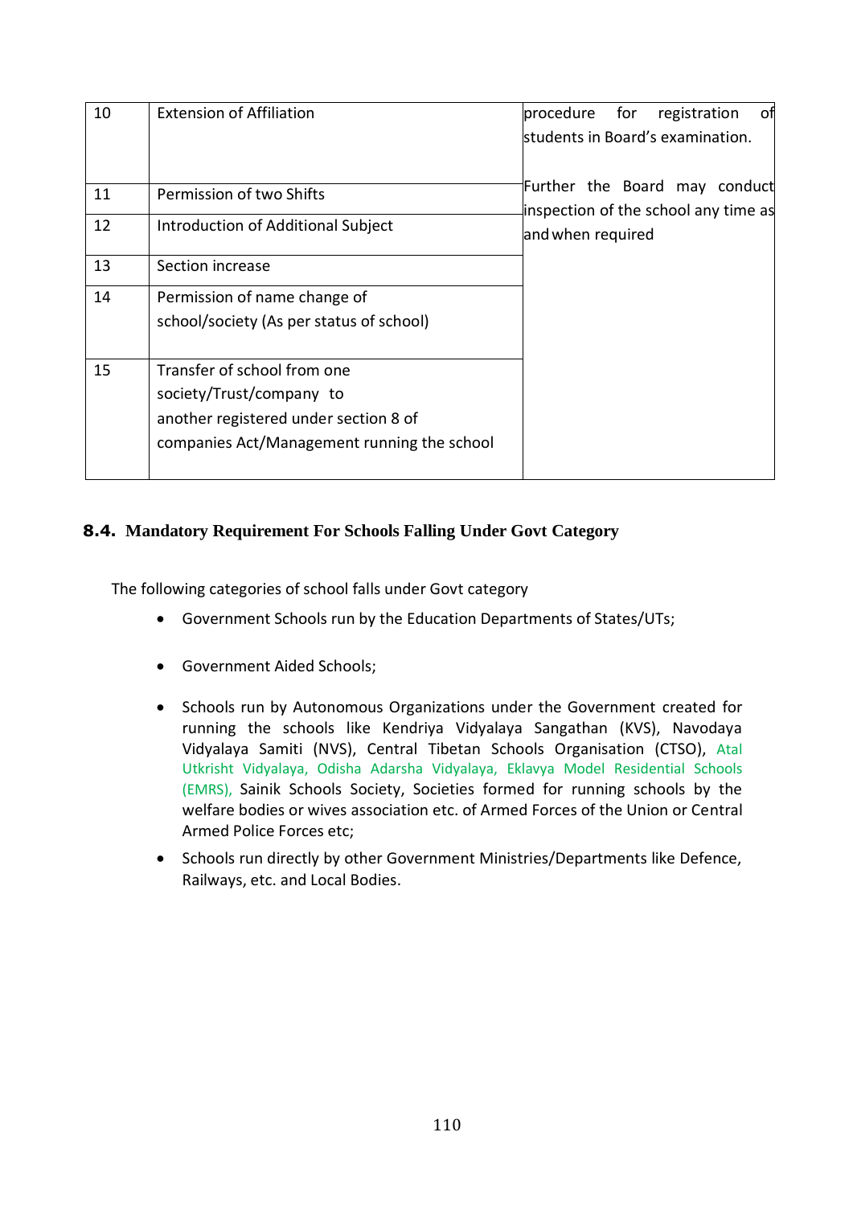| | | |
|---|---|---|
| 10 | Extension of Affiliation | procedure for registration of students in Board's examination.<br><br>Further the Board may conduct inspection of the school any time as and when required |
| 11 | Permission of two Shifts | |
| 12 | Introduction of Additional Subject | |
| 13 | Section increase | |
| 14 | Permission of name change of school/society (As per status of school) | |
| 15 | Transfer of school from one society/Trust/company to another registered under section 8 of companies Act/Management running the school | |

## 8.4. Mandatory Requirement For Schools Falling Under Govt Category

The following categories of school falls under Govt category

- Government Schools run by the Education Departments of States/UTs;
- Government Aided Schools;
- Schools run by Autonomous Organizations under the Government created for running the schools like Kendriya Vidyalaya Sangathan (KVS), Navodaya Vidyalaya Samiti (NVS), Central Tibetan Schools Organisation (CTSO), Atal Utkrisht Vidyalaya, Odisha Adarsha Vidyalaya, Eklavya Model Residential Schools (EMRS), Sainik Schools Society, Societies formed for running schools by the welfare bodies or wives association etc. of Armed Forces of the Union or Central Armed Police Forces etc;
- Schools run directly by other Government Ministries/Departments like Defence, Railways, etc. and Local Bodies.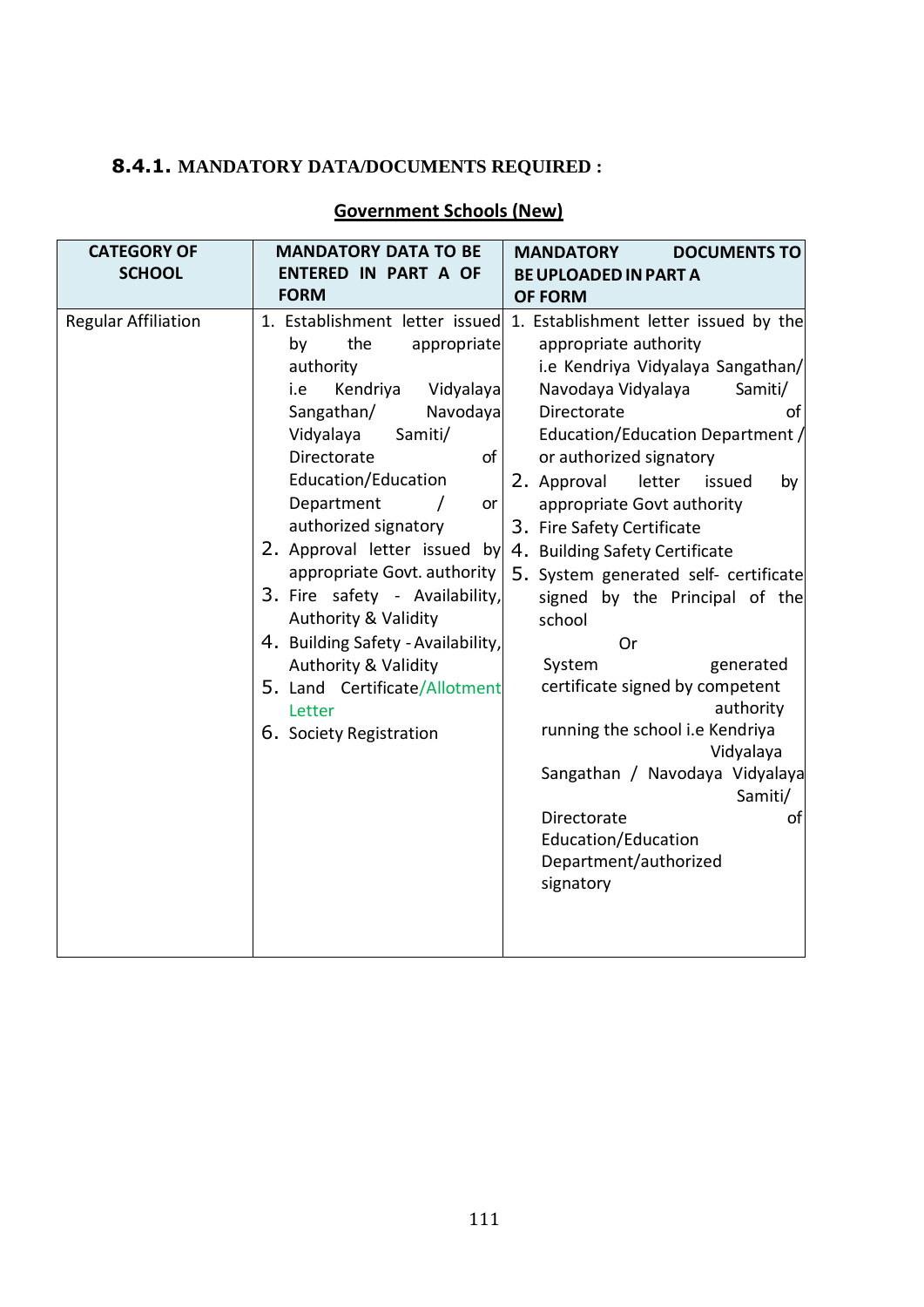### 8.4.1. MANDATORY DATA/DOCUMENTS REQUIRED :

**Government Schools (New)**

| CATEGORY OF SCHOOL | MANDATORY DATA TO BE ENTERED IN PART A OF FORM | MANDATORY DOCUMENTS TO BE UPLOADED IN PART A OF FORM |
|---|---|---|
| Regular Affiliation | 1. Establishment letter issued by the appropriate authority i.e Kendriya Vidyalaya Sangathan/ Navodaya Vidyalaya Samiti/ Directorate of Education/Education Department / or authorized signatory<br>2. Approval letter issued by appropriate Govt. authority<br>3. Fire safety - Availability, Authority & Validity<br>4. Building Safety - Availability, Authority & Validity<br>5. Land Certificate/Allotment Letter<br>6. Society Registration | 1. Establishment letter issued by the appropriate authority i.e Kendriya Vidyalaya Sangathan/ Navodaya Vidyalaya Samiti/ Directorate of Education/Education Department / or authorized signatory<br>2. Approval letter issued by appropriate Govt authority<br>3. Fire Safety Certificate<br>4. Building Safety Certificate<br>5. System generated self- certificate signed by the Principal of the school<br>Or<br>System generated certificate signed by competent authority running the school i.e Kendriya Vidyalaya Sangathan / Navodaya Vidyalaya Samiti/ Directorate of Education/Education Department/authorized signatory |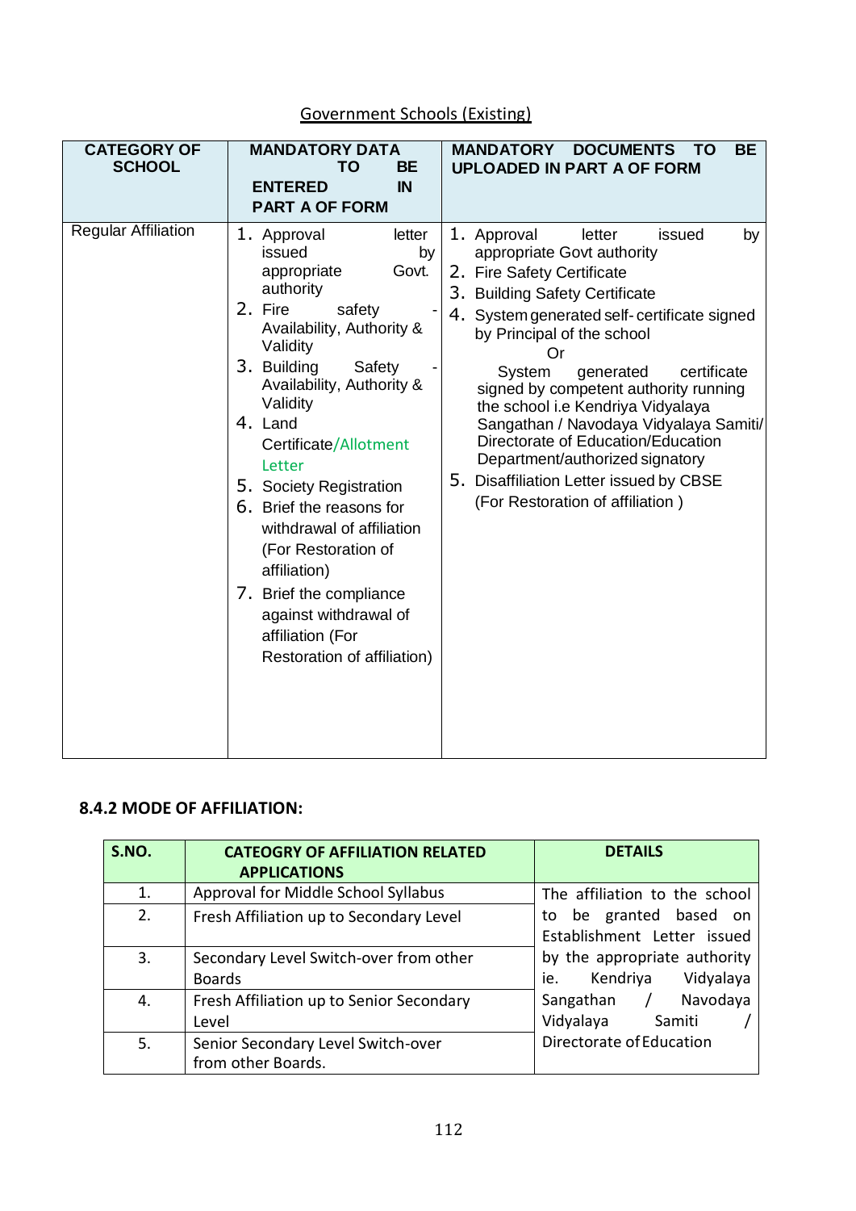Government Schools (Existing)

| CATEGORY OF SCHOOL | MANDATORY DATA TO BE ENTERED IN PART A OF FORM | MANDATORY DOCUMENTS TO BE UPLOADED IN PART A OF FORM |
|---|---|---|
| Regular Affiliation | 1. Approval letter issued by appropriate Govt. authority<br>2. Fire safety - Availability, Authority & Validity<br>3. Building Safety - Availability, Authority & Validity<br>4. Land Certificate/Allotment Letter<br>5. Society Registration<br>6. Brief the reasons for withdrawal of affiliation (For Restoration of affiliation)<br>7. Brief the compliance against withdrawal of affiliation (For Restoration of affiliation) | 1. Approval letter issued by appropriate Govt authority<br>2. Fire Safety Certificate<br>3. Building Safety Certificate<br>4. System generated self- certificate signed by Principal of the school<br>Or<br>System generated certificate signed by competent authority running the school i.e Kendriya Vidyalaya Sangathan / Navodaya Vidyalaya Samiti/ Directorate of Education/Education Department/authorized signatory<br>5. Disaffiliation Letter issued by CBSE (For Restoration of affiliation ) |

### 8.4.2 MODE OF AFFILIATION:

| S.NO. | CATEOGRY OF AFFILIATION RELATED APPLICATIONS | DETAILS |
|---|---|---|
| 1. | Approval for Middle School Syllabus | The affiliation to the school to be granted based on Establishment Letter issued by the appropriate authority ie. Kendriya Vidyalaya Sangathan / Navodaya Vidyalaya Samiti / Directorate of Education |
| 2. | Fresh Affiliation up to Secondary Level | |
| 3. | Secondary Level Switch-over from other Boards | |
| 4. | Fresh Affiliation up to Senior Secondary Level | |
| 5. | Senior Secondary Level Switch-over from other Boards. | |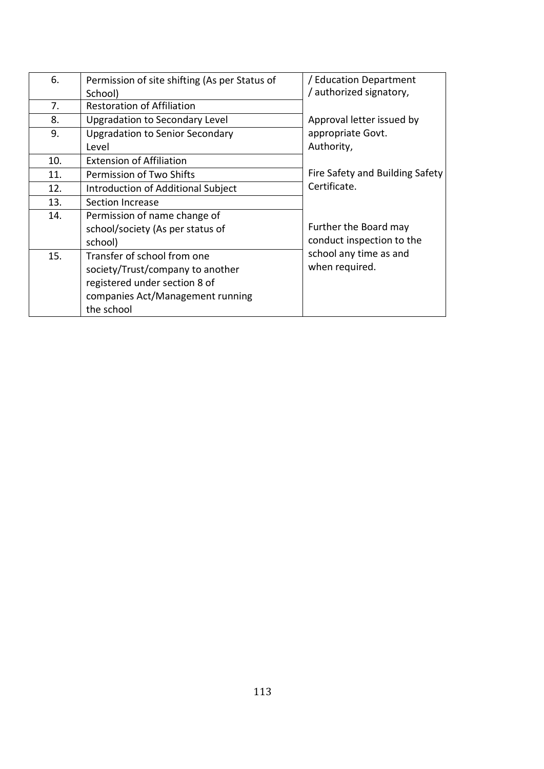| | | |
|---|---|---|
| 6. | Permission of site shifting (As per Status of School) | / Education Department / authorized signatory, |
| 7. | Restoration of Affiliation | |
| 8. | Upgradation to Secondary Level | Approval letter issued by appropriate Govt. Authority, |
| 9. | Upgradation to Senior Secondary Level | |
| 10. | Extension of Affiliation | |
| 11. | Permission of Two Shifts | Fire Safety and Building Safety Certificate. |
| 12. | Introduction of Additional Subject | |
| 13. | Section Increase | |
| 14. | Permission of name change of school/society (As per status of school) | Further the Board may conduct inspection to the school any time as and when required. |
| 15. | Transfer of school from one society/Trust/company to another registered under section 8 of companies Act/Management running the school | |